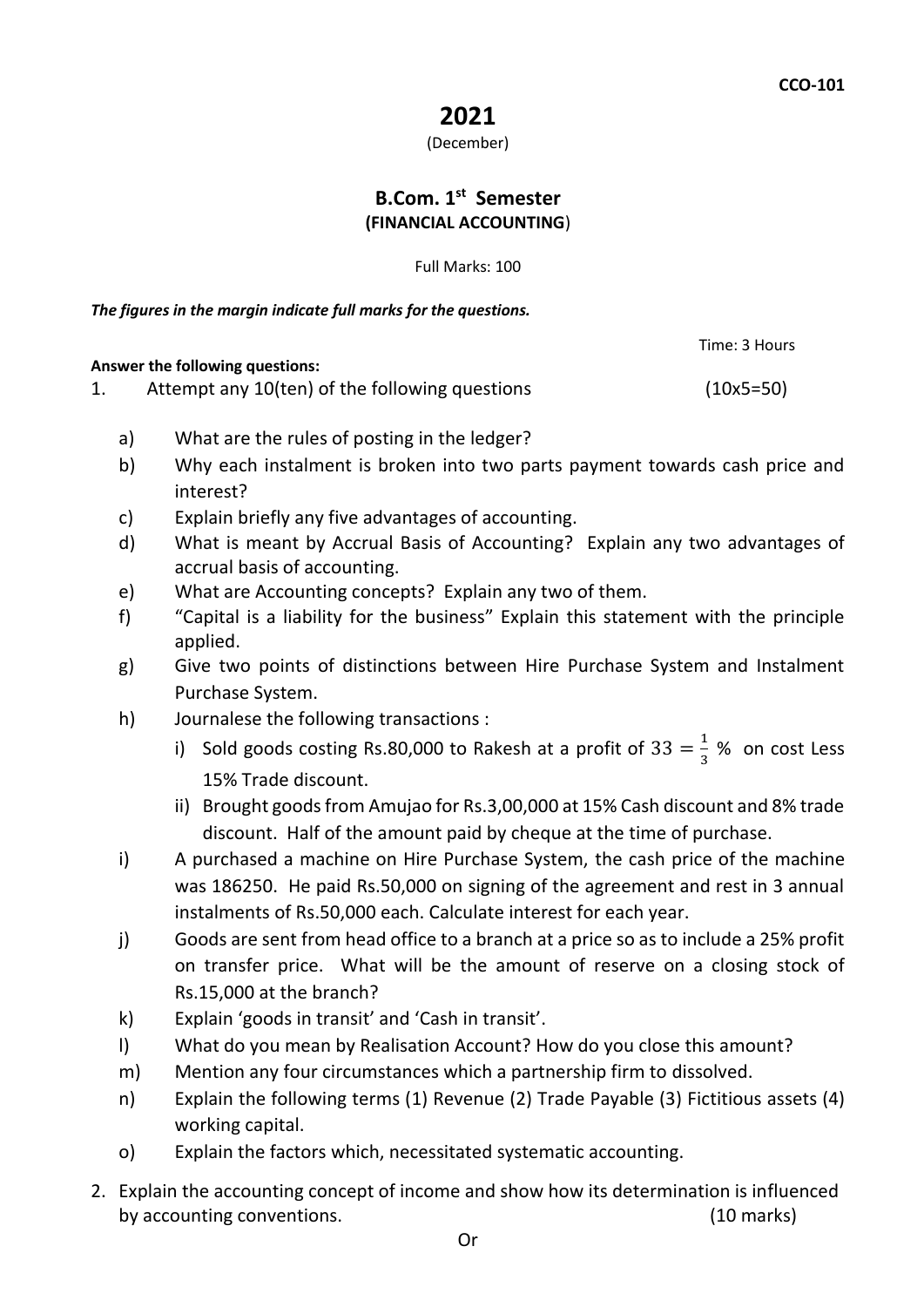CCO-101

# 2021

(December)

## B.Com. 1st Semester

**(FINANCIAL ACCOUNTING)**

Full Marks: 100

***The figures in the margin indicate full marks for the questions.***

Time: 3 Hours

**Answer the following questions:**

1. Attempt any 10(ten) of the following questions (10x5=50)

   a) What are the rules of posting in the ledger?

   b) Why each instalment is broken into two parts payment towards cash price and interest?

   c) Explain briefly any five advantages of accounting.

   d) What is meant by Accrual Basis of Accounting? Explain any two advantages of accrual basis of accounting.

   e) What are Accounting concepts? Explain any two of them.

   f) "Capital is a liability for the business" Explain this statement with the principle applied.

   g) Give two points of distinctions between Hire Purchase System and Instalment Purchase System.

   h) Journalese the following transactions :

      i) Sold goods costing Rs.80,000 to Rakesh at a profit of $33 = \frac{1}{3}$ % on cost Less 15% Trade discount.

      ii) Brought goods from Amujao for Rs.3,00,000 at 15% Cash discount and 8% trade discount. Half of the amount paid by cheque at the time of purchase.

   i) A purchased a machine on Hire Purchase System, the cash price of the machine was 186250. He paid Rs.50,000 on signing of the agreement and rest in 3 annual instalments of Rs.50,000 each. Calculate interest for each year.

   j) Goods are sent from head office to a branch at a price so as to include a 25% profit on transfer price. What will be the amount of reserve on a closing stock of Rs.15,000 at the branch?

   k) Explain 'goods in transit' and 'Cash in transit'.

   l) What do you mean by Realisation Account? How do you close this amount?

   m) Mention any four circumstances which a partnership firm to dissolved.

   n) Explain the following terms (1) Revenue (2) Trade Payable (3) Fictitious assets (4) working capital.

   o) Explain the factors which, necessitated systematic accounting.

2. Explain the accounting concept of income and show how its determination is influenced by accounting conventions. (10 marks)

Or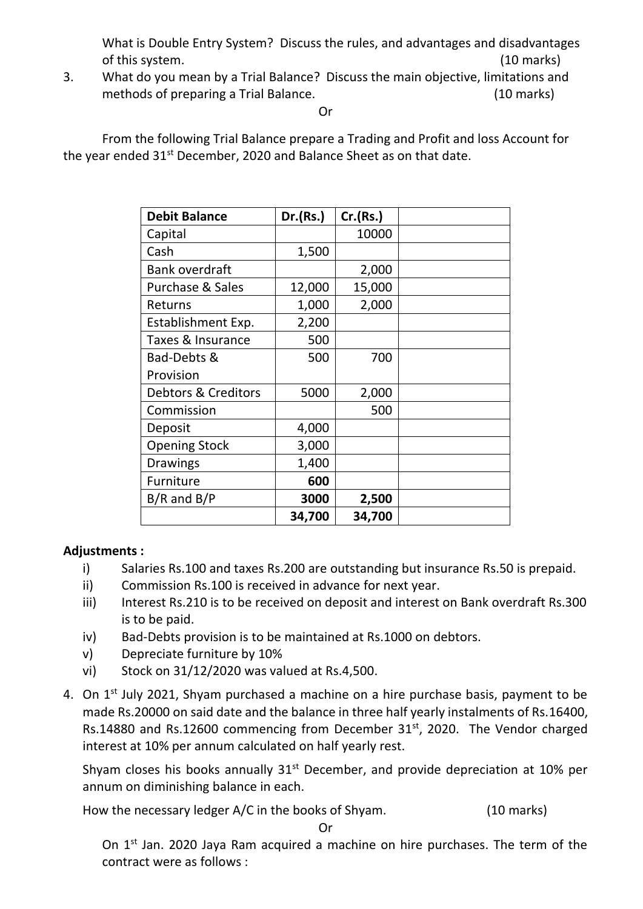What is Double Entry System? Discuss the rules, and advantages and disadvantages of this system. (10 marks)

3. What do you mean by a Trial Balance? Discuss the main objective, limitations and methods of preparing a Trial Balance. (10 marks)

Or

From the following Trial Balance prepare a Trading and Profit and loss Account for the year ended 31st December, 2020 and Balance Sheet as on that date.

| Debit Balance | Dr.(Rs.) | Cr.(Rs.) | |
|---|---|---|---|
| Capital | | 10000 | |
| Cash | 1,500 | | |
| Bank overdraft | | 2,000 | |
| Purchase & Sales | 12,000 | 15,000 | |
| Returns | 1,000 | 2,000 | |
| Establishment Exp. | 2,200 | | |
| Taxes & Insurance | 500 | | |
| Bad-Debts & Provision | 500 | 700 | |
| Debtors & Creditors | 5000 | 2,000 | |
| Commission | | 500 | |
| Deposit | 4,000 | | |
| Opening Stock | 3,000 | | |
| Drawings | 1,400 | | |
| Furniture | **600** | | |
| B/R and B/P | **3000** | **2,500** | |
| | **34,700** | **34,700** | |

**Adjustments :**

i) Salaries Rs.100 and taxes Rs.200 are outstanding but insurance Rs.50 is prepaid.
ii) Commission Rs.100 is received in advance for next year.
iii) Interest Rs.210 is to be received on deposit and interest on Bank overdraft Rs.300 is to be paid.
iv) Bad-Debts provision is to be maintained at Rs.1000 on debtors.
v) Depreciate furniture by 10%
vi) Stock on 31/12/2020 was valued at Rs.4,500.

4. On 1st July 2021, Shyam purchased a machine on a hire purchase basis, payment to be made Rs.20000 on said date and the balance in three half yearly instalments of Rs.16400, Rs.14880 and Rs.12600 commencing from December 31st, 2020. The Vendor charged interest at 10% per annum calculated on half yearly rest.

   Shyam closes his books annually 31st December, and provide depreciation at 10% per annum on diminishing balance in each.

   How the necessary ledger A/C in the books of Shyam. (10 marks)

Or

On 1st Jan. 2020 Jaya Ram acquired a machine on hire purchases. The term of the contract were as follows :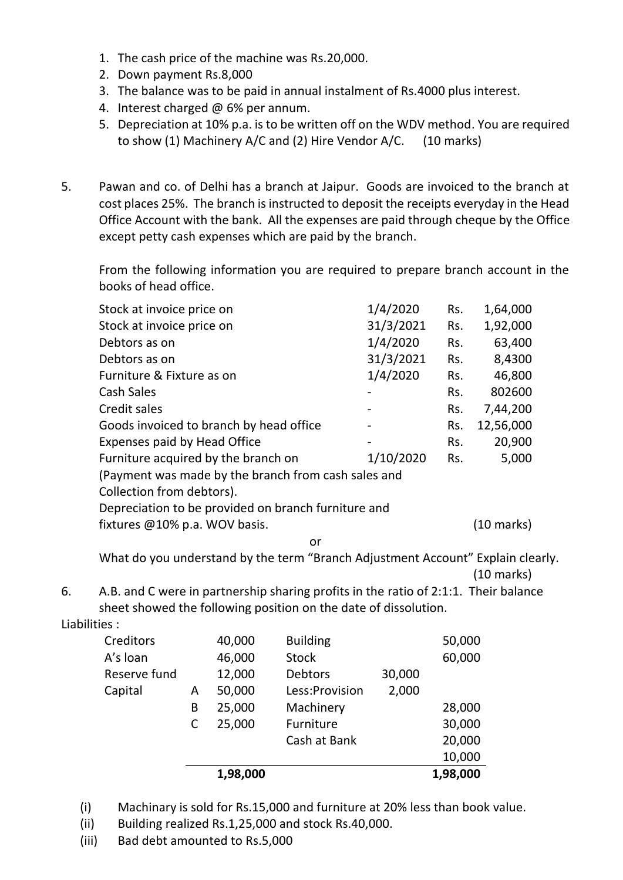1. The cash price of the machine was Rs.20,000.
2. Down payment Rs.8,000
3. The balance was to be paid in annual instalment of Rs.4000 plus interest.
4. Interest charged @ 6% per annum.
5. Depreciation at 10% p.a. is to be written off on the WDV method. You are required to show (1) Machinery A/C and (2) Hire Vendor A/C. (10 marks)

5. Pawan and co. of Delhi has a branch at Jaipur. Goods are invoiced to the branch at cost places 25%. The branch is instructed to deposit the receipts everyday in the Head Office Account with the bank. All the expenses are paid through cheque by the Office except petty cash expenses which are paid by the branch.

   From the following information you are required to prepare branch account in the books of head office.

| | | | |
|---|---|---|---|
| Stock at invoice price on | 1/4/2020 | Rs. | 1,64,000 |
| Stock at invoice price on | 31/3/2021 | Rs. | 1,92,000 |
| Debtors as on | 1/4/2020 | Rs. | 63,400 |
| Debtors as on | 31/3/2021 | Rs. | 8,4300 |
| Furniture & Fixture as on | 1/4/2020 | Rs. | 46,800 |
| Cash Sales | - | Rs. | 802600 |
| Credit sales | - | Rs. | 7,44,200 |
| Goods invoiced to branch by head office | - | Rs. | 12,56,000 |
| Expenses paid by Head Office | - | Rs. | 20,900 |
| Furniture acquired by the branch on | 1/10/2020 | Rs. | 5,000 |

   (Payment was made by the branch from cash sales and Collection from debtors).
   Depreciation to be provided on branch furniture and fixtures @10% p.a. WOV basis. (10 marks)

   or

   What do you understand by the term "Branch Adjustment Account" Explain clearly. (10 marks)

6. A.B. and C were in partnership sharing profits in the ratio of 2:1:1. Their balance sheet showed the following position on the date of dissolution.

Liabilities :

| | | | | | |
|---|---|---|---|---|---|
| Creditors | | 40,000 | Building | | 50,000 |
| A's loan | | 46,000 | Stock | | 60,000 |
| Reserve fund | | 12,000 | Debtors | 30,000 | |
| Capital | A | 50,000 | Less:Provision | 2,000 | |
| | B | 25,000 | Machinery | | 28,000 |
| | C | 25,000 | Furniture | | 30,000 |
| | | | Cash at Bank | | 20,000 |
| | | | | | 10,000 |
| | | **1,98,000** | | | **1,98,000** |

(i) Machinary is sold for Rs.15,000 and furniture at 20% less than book value.

(ii) Building realized Rs.1,25,000 and stock Rs.40,000.

(iii) Bad debt amounted to Rs.5,000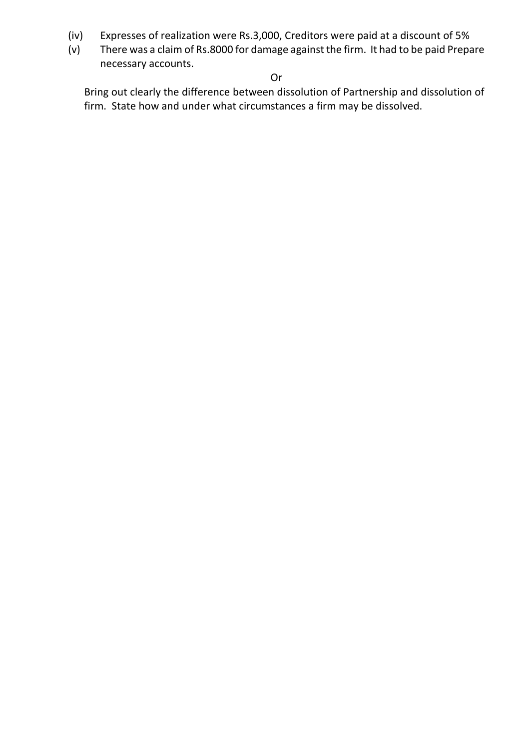(iv) Expresses of realization were Rs.3,000, Creditors were paid at a discount of 5%

(v) There was a claim of Rs.8000 for damage against the firm. It had to be paid Prepare necessary accounts.

Or

Bring out clearly the difference between dissolution of Partnership and dissolution of firm. State how and under what circumstances a firm may be dissolved.